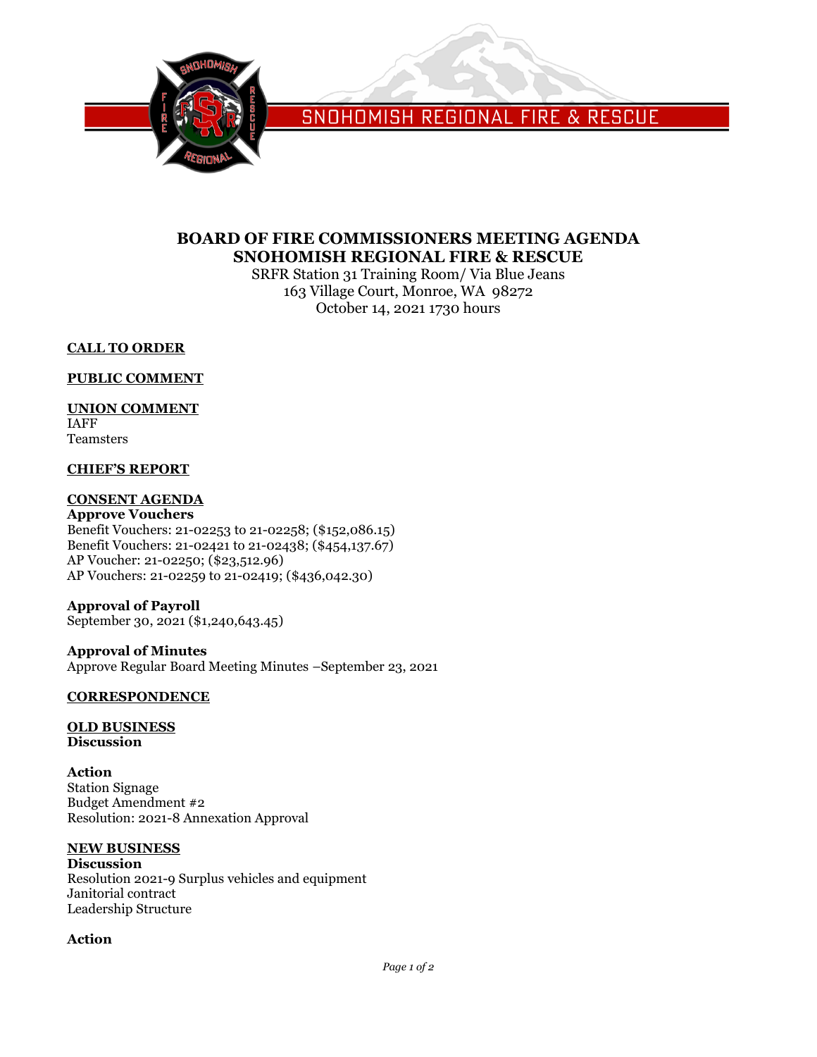SNOHOMISH REGIONAL FIRE & RESCUE

# BOARD OF FIRE COMMISSIONERS MEETING AGENDA
# SNOHOMISH REGIONAL FIRE & RESCUE

SRFR Station 31 Training Room/ Via Blue Jeans
163 Village Court, Monroe, WA 98272
October 14, 2021 1730 hours

## CALL TO ORDER

## PUBLIC COMMENT

## UNION COMMENT

IAFF
Teamsters

## CHIEF'S REPORT

## CONSENT AGENDA

**Approve Vouchers**
Benefit Vouchers: 21-02253 to 21-02258; ($152,086.15)
Benefit Vouchers: 21-02421 to 21-02438; ($454,137.67)
AP Voucher: 21-02250; ($23,512.96)
AP Vouchers: 21-02259 to 21-02419; ($436,042.30)

**Approval of Payroll**
September 30, 2021 ($1,240,643.45)

**Approval of Minutes**
Approve Regular Board Meeting Minutes –September 23, 2021

## CORRESPONDENCE

## OLD BUSINESS

**Discussion**

**Action**
Station Signage
Budget Amendment #2
Resolution: 2021-8 Annexation Approval

## NEW BUSINESS

**Discussion**
Resolution 2021-9 Surplus vehicles and equipment
Janitorial contract
Leadership Structure

**Action**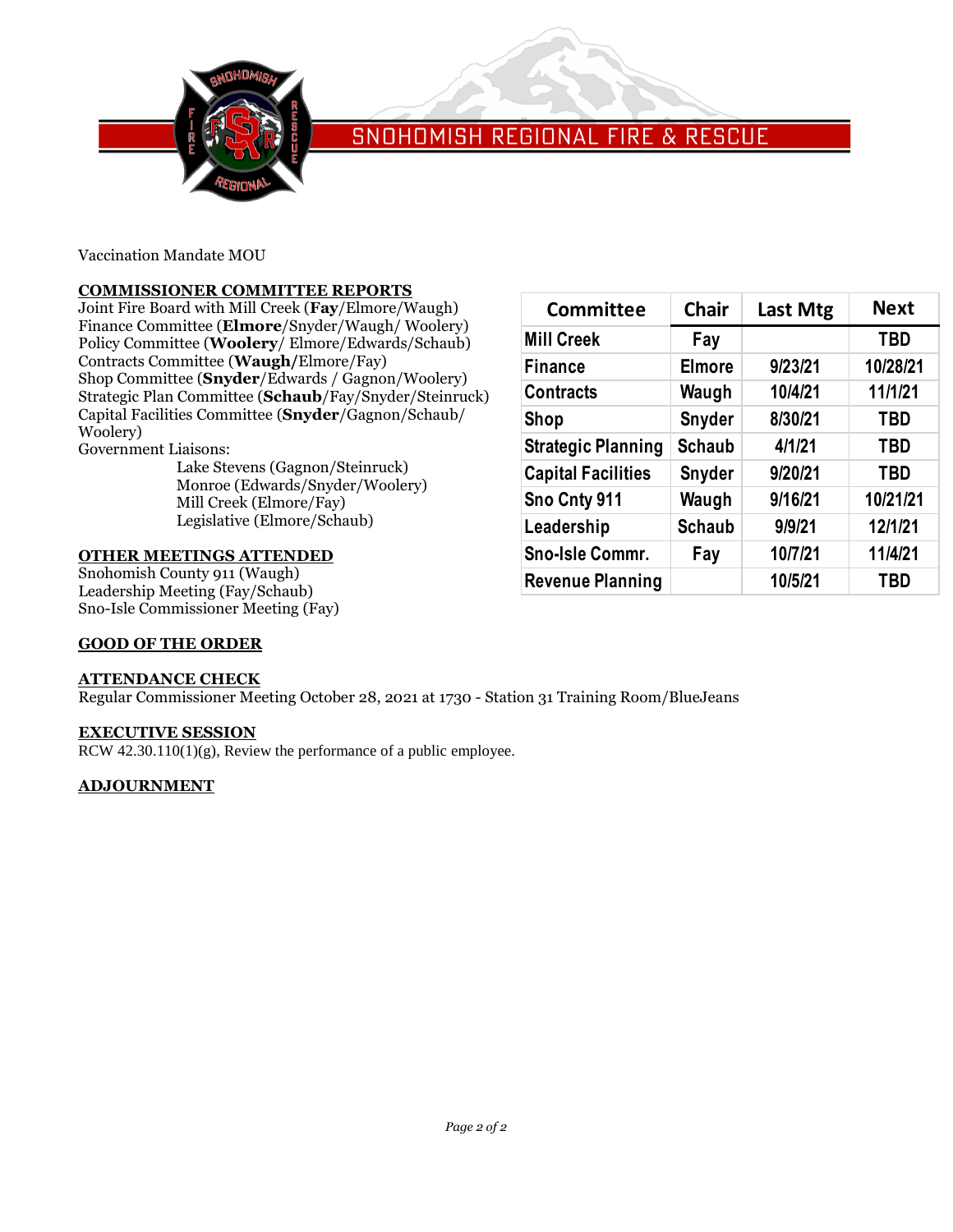SNOHOMISH REGIONAL FIRE & RESCUE

Vaccination Mandate MOU

**COMMISSIONER COMMITTEE REPORTS**

Joint Fire Board with Mill Creek (**Fay**/Elmore/Waugh)
Finance Committee (**Elmore**/Snyder/Waugh/ Woolery)
Policy Committee (**Woolery**/ Elmore/Edwards/Schaub)
Contracts Committee (**Waugh/**Elmore/Fay)
Shop Committee (**Snyder**/Edwards / Gagnon/Woolery)
Strategic Plan Committee (**Schaub**/Fay/Snyder/Steinruck)
Capital Facilities Committee (**Snyder**/Gagnon/Schaub/ Woolery)
Government Liaisons:

- Lake Stevens (Gagnon/Steinruck)
- Monroe (Edwards/Snyder/Woolery)
- Mill Creek (Elmore/Fay)
- Legislative (Elmore/Schaub)

| Committee | Chair | Last Mtg | Next |
|---|---|---|---|
| Mill Creek | Fay | | TBD |
| Finance | Elmore | 9/23/21 | 10/28/21 |
| Contracts | Waugh | 10/4/21 | 11/1/21 |
| Shop | Snyder | 8/30/21 | TBD |
| Strategic Planning | Schaub | 4/1/21 | TBD |
| Capital Facilities | Snyder | 9/20/21 | TBD |
| Sno Cnty 911 | Waugh | 9/16/21 | 10/21/21 |
| Leadership | Schaub | 9/9/21 | 12/1/21 |
| Sno-Isle Commr. | Fay | 10/7/21 | 11/4/21 |
| Revenue Planning | | 10/5/21 | TBD |

**OTHER MEETINGS ATTENDED**

Snohomish County 911 (Waugh)
Leadership Meeting (Fay/Schaub)
Sno-Isle Commissioner Meeting (Fay)

**GOOD OF THE ORDER**

**ATTENDANCE CHECK**

Regular Commissioner Meeting October 28, 2021 at 1730 - Station 31 Training Room/BlueJeans

**EXECUTIVE SESSION**

RCW 42.30.110(1)(g), Review the performance of a public employee.

**ADJOURNMENT**